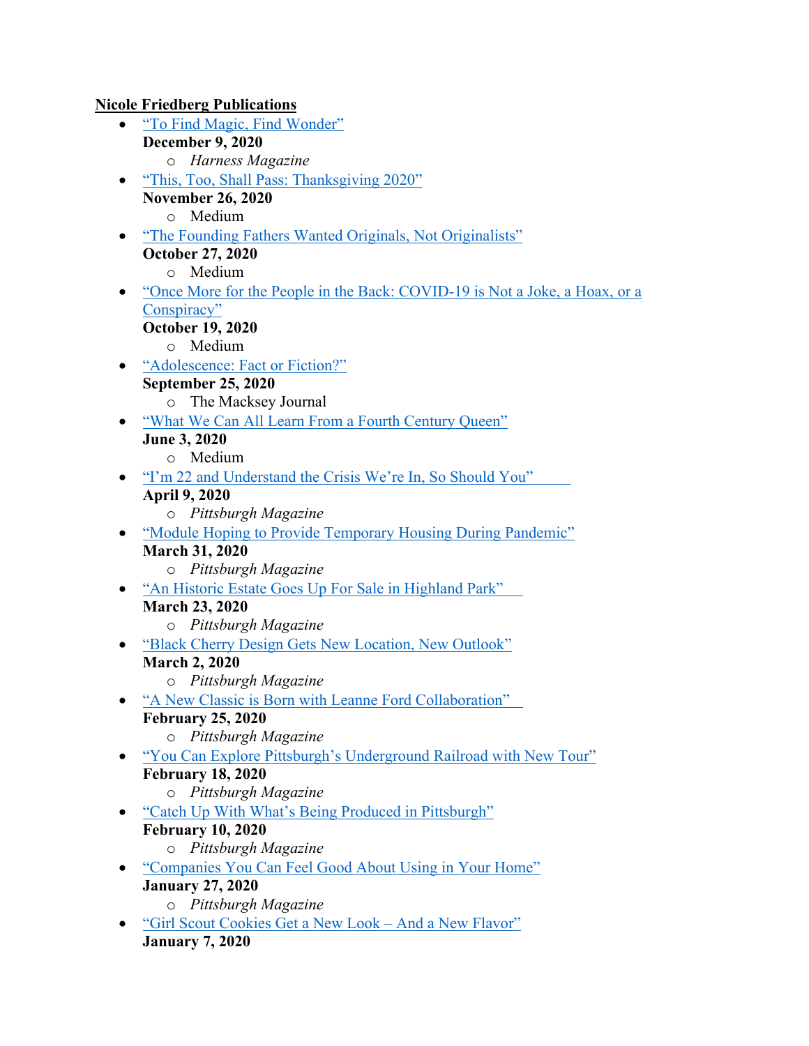**Nicole Friedberg Publications**

- “To Find Magic, Find Wonder”
  **December 9, 2020**
  - *Harness Magazine*
- “This, Too, Shall Pass: Thanksgiving 2020”
  **November 26, 2020**
  - Medium
- “The Founding Fathers Wanted Originals, Not Originalists”
  **October 27, 2020**
  - Medium
- “Once More for the People in the Back: COVID-19 is Not a Joke, a Hoax, or a Conspiracy”
  **October 19, 2020**
  - Medium
- “Adolescence: Fact or Fiction?”
  **September 25, 2020**
  - The Macksey Journal
- “What We Can All Learn From a Fourth Century Queen”
  **June 3, 2020**
  - Medium
- “I’m 22 and Understand the Crisis We’re In, So Should You”
  **April 9, 2020**
  - *Pittsburgh Magazine*
- “Module Hoping to Provide Temporary Housing During Pandemic”
  **March 31, 2020**
  - *Pittsburgh Magazine*
- “An Historic Estate Goes Up For Sale in Highland Park”
  **March 23, 2020**
  - *Pittsburgh Magazine*
- “Black Cherry Design Gets New Location, New Outlook”
  **March 2, 2020**
  - *Pittsburgh Magazine*
- “A New Classic is Born with Leanne Ford Collaboration”
  **February 25, 2020**
  - *Pittsburgh Magazine*
- “You Can Explore Pittsburgh’s Underground Railroad with New Tour”
  **February 18, 2020**
  - *Pittsburgh Magazine*
- “Catch Up With What’s Being Produced in Pittsburgh”
  **February 10, 2020**
  - *Pittsburgh Magazine*
- “Companies You Can Feel Good About Using in Your Home”
  **January 27, 2020**
  - *Pittsburgh Magazine*
- “Girl Scout Cookies Get a New Look – And a New Flavor”
  **January 7, 2020**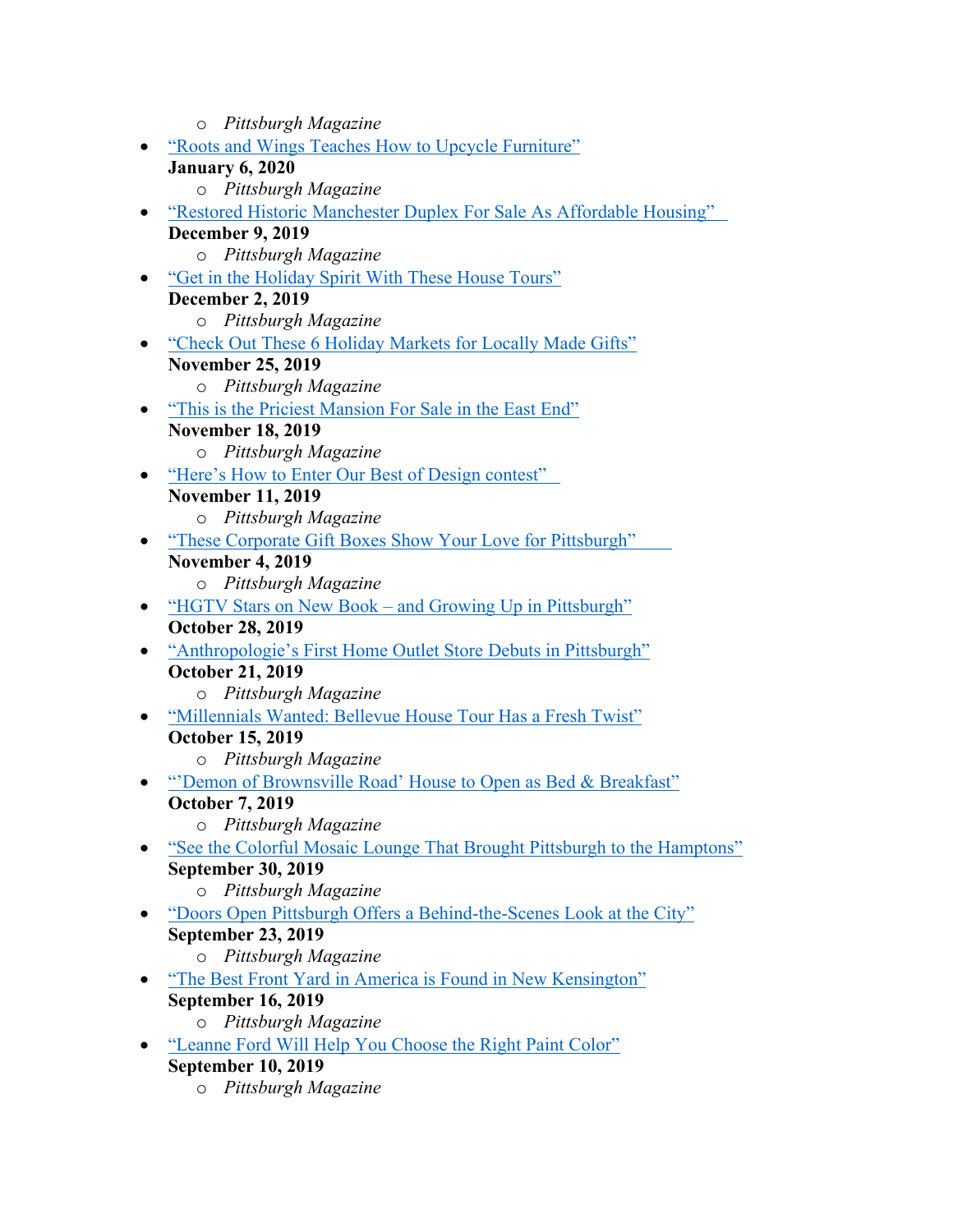- *Pittsburgh Magazine*
- “Roots and Wings Teaches How to Upcycle Furniture”
  **January 6, 2020**
  - *Pittsburgh Magazine*
- “Restored Historic Manchester Duplex For Sale As Affordable Housing”
  **December 9, 2019**
  - *Pittsburgh Magazine*
- “Get in the Holiday Spirit With These House Tours”
  **December 2, 2019**
  - *Pittsburgh Magazine*
- “Check Out These 6 Holiday Markets for Locally Made Gifts”
  **November 25, 2019**
  - *Pittsburgh Magazine*
- “This is the Priciest Mansion For Sale in the East End”
  **November 18, 2019**
  - *Pittsburgh Magazine*
- “Here’s How to Enter Our Best of Design contest”
  **November 11, 2019**
  - *Pittsburgh Magazine*
- “These Corporate Gift Boxes Show Your Love for Pittsburgh”
  **November 4, 2019**
  - *Pittsburgh Magazine*
- “HGTV Stars on New Book – and Growing Up in Pittsburgh”
  **October 28, 2019**
- “Anthropologie’s First Home Outlet Store Debuts in Pittsburgh”
  **October 21, 2019**
  - *Pittsburgh Magazine*
- “Millennials Wanted: Bellevue House Tour Has a Fresh Twist”
  **October 15, 2019**
  - *Pittsburgh Magazine*
- “‘Demon of Brownsville Road’ House to Open as Bed & Breakfast”
  **October 7, 2019**
  - *Pittsburgh Magazine*
- “See the Colorful Mosaic Lounge That Brought Pittsburgh to the Hamptons”
  **September 30, 2019**
  - *Pittsburgh Magazine*
- “Doors Open Pittsburgh Offers a Behind-the-Scenes Look at the City”
  **September 23, 2019**
  - *Pittsburgh Magazine*
- “The Best Front Yard in America is Found in New Kensington”
  **September 16, 2019**
  - *Pittsburgh Magazine*
- “Leanne Ford Will Help You Choose the Right Paint Color”
  **September 10, 2019**
  - *Pittsburgh Magazine*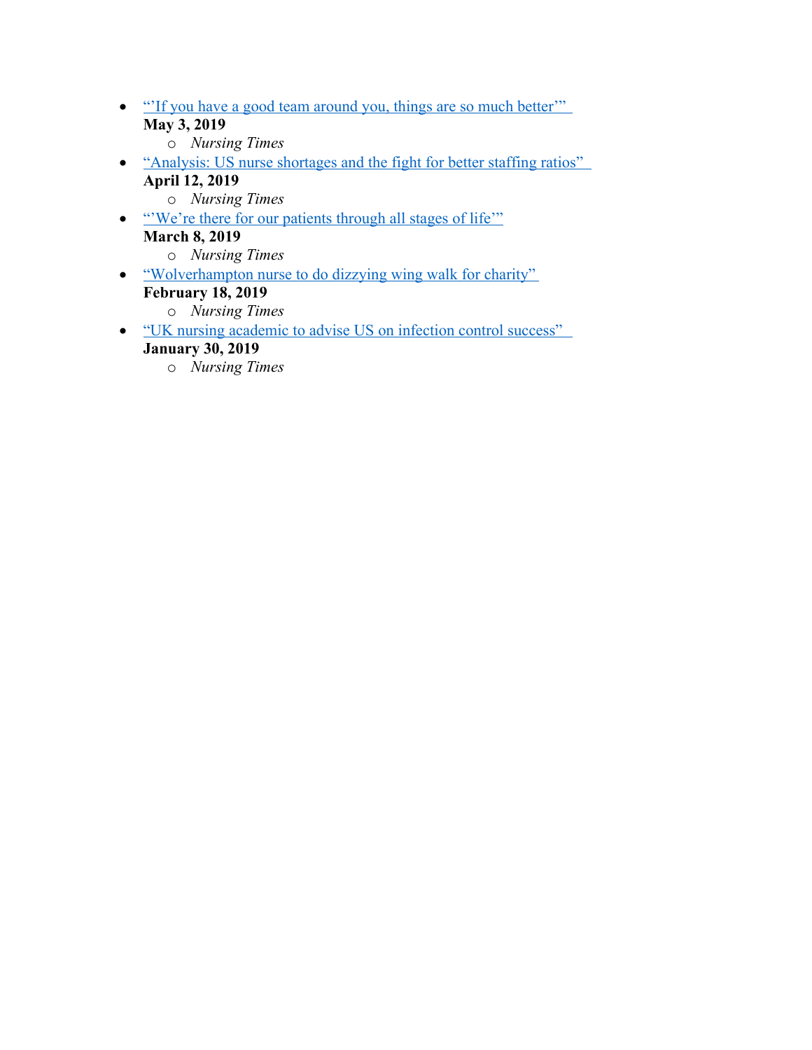- [“’If you have a good team around you, things are so much better’”]()
  **May 3, 2019**
  - *Nursing Times*
- [“Analysis: US nurse shortages and the fight for better staffing ratios”]()
  **April 12, 2019**
  - *Nursing Times*
- [“’We’re there for our patients through all stages of life’”]()
  **March 8, 2019**
  - *Nursing Times*
- [“Wolverhampton nurse to do dizzying wing walk for charity”]()
  **February 18, 2019**
  - *Nursing Times*
- [“UK nursing academic to advise US on infection control success”]()
  **January 30, 2019**
  - *Nursing Times*